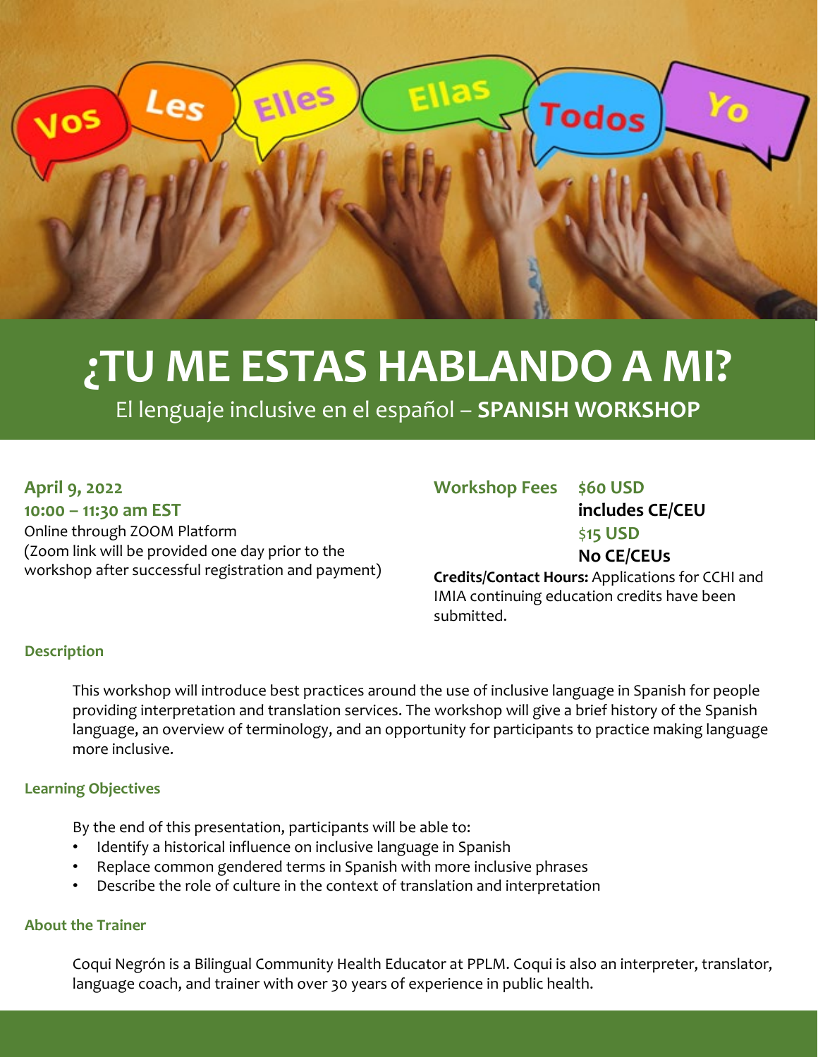# ¿TU ME ESTAS HABLANDO A MI?

El lenguaje inclusive en el español – **SPANISH WORKSHOP**

**April 9, 2022**
**10:00 – 11:30 am EST**
Online through ZOOM Platform
(Zoom link will be provided one day prior to the workshop after successful registration and payment)

**Workshop Fees**
**$60 USD**
**includes CE/CEU**
**$15 USD**
**No CE/CEUs**

**Credits/Contact Hours:** Applications for CCHI and IMIA continuing education credits have been submitted.

### Description

This workshop will introduce best practices around the use of inclusive language in Spanish for people providing interpretation and translation services. The workshop will give a brief history of the Spanish language, an overview of terminology, and an opportunity for participants to practice making language more inclusive.

### Learning Objectives

By the end of this presentation, participants will be able to:

- Identify a historical influence on inclusive language in Spanish
- Replace common gendered terms in Spanish with more inclusive phrases
- Describe the role of culture in the context of translation and interpretation

### About the Trainer

Coqui Negrón is a Bilingual Community Health Educator at PPLM. Coqui is also an interpreter, translator, language coach, and trainer with over 30 years of experience in public health.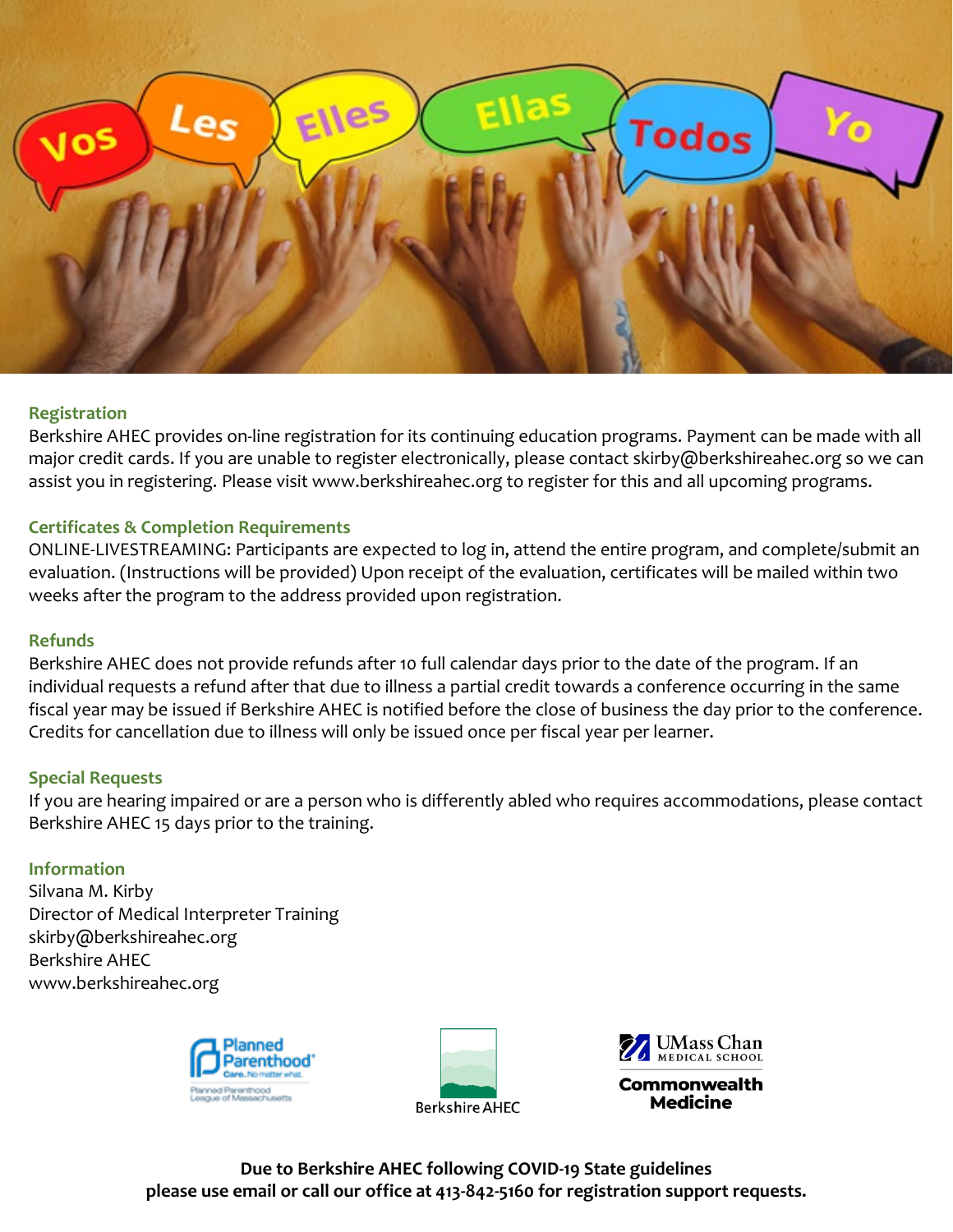## Registration

Berkshire AHEC provides on-line registration for its continuing education programs. Payment can be made with all major credit cards. If you are unable to register electronically, please contact skirby@berkshireahec.org so we can assist you in registering. Please visit www.berkshireahec.org to register for this and all upcoming programs.

## Certificates & Completion Requirements

ONLINE-LIVESTREAMING: Participants are expected to log in, attend the entire program, and complete/submit an evaluation. (Instructions will be provided) Upon receipt of the evaluation, certificates will be mailed within two weeks after the program to the address provided upon registration.

## Refunds

Berkshire AHEC does not provide refunds after 10 full calendar days prior to the date of the program. If an individual requests a refund after that due to illness a partial credit towards a conference occurring in the same fiscal year may be issued if Berkshire AHEC is notified before the close of business the day prior to the conference. Credits for cancellation due to illness will only be issued once per fiscal year per learner.

## Special Requests

If you are hearing impaired or are a person who is differently abled who requires accommodations, please contact Berkshire AHEC 15 days prior to the training.

## Information

Silvana M. Kirby
Director of Medical Interpreter Training
skirby@berkshireahec.org
Berkshire AHEC
www.berkshireahec.org

Planned Parenthood League of Massachusetts

Berkshire AHEC

UMass Chan Medical School Commonwealth Medicine

**Due to Berkshire AHEC following COVID-19 State guidelines please use email or call our office at 413-842-5160 for registration support requests.**